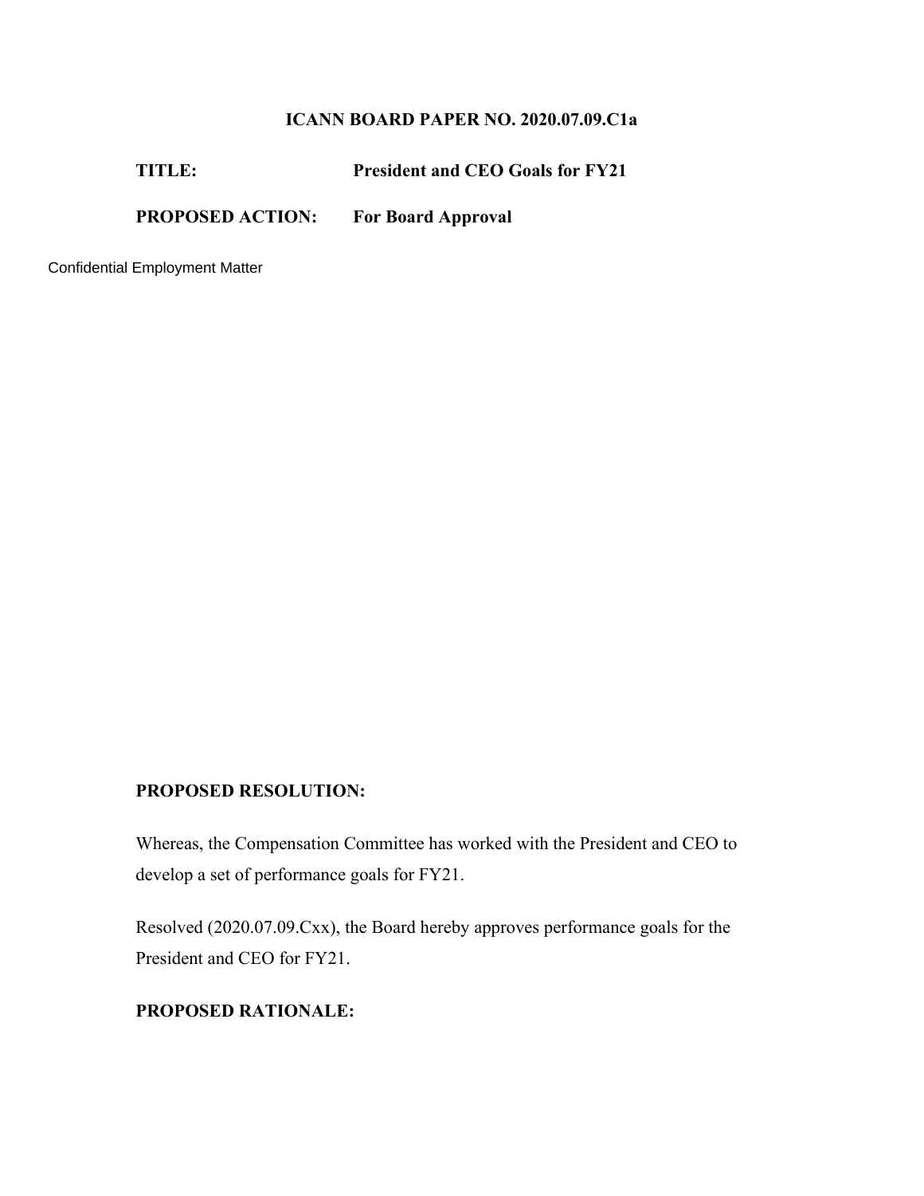**ICANN BOARD PAPER NO. 2020.07.09.C1a**

**TITLE:** **President and CEO Goals for FY21**

**PROPOSED ACTION:** **For Board Approval**

Confidential Employment Matter

**PROPOSED RESOLUTION:**

Whereas, the Compensation Committee has worked with the President and CEO to develop a set of performance goals for FY21.

Resolved (2020.07.09.Cxx), the Board hereby approves performance goals for the President and CEO for FY21.

**PROPOSED RATIONALE:**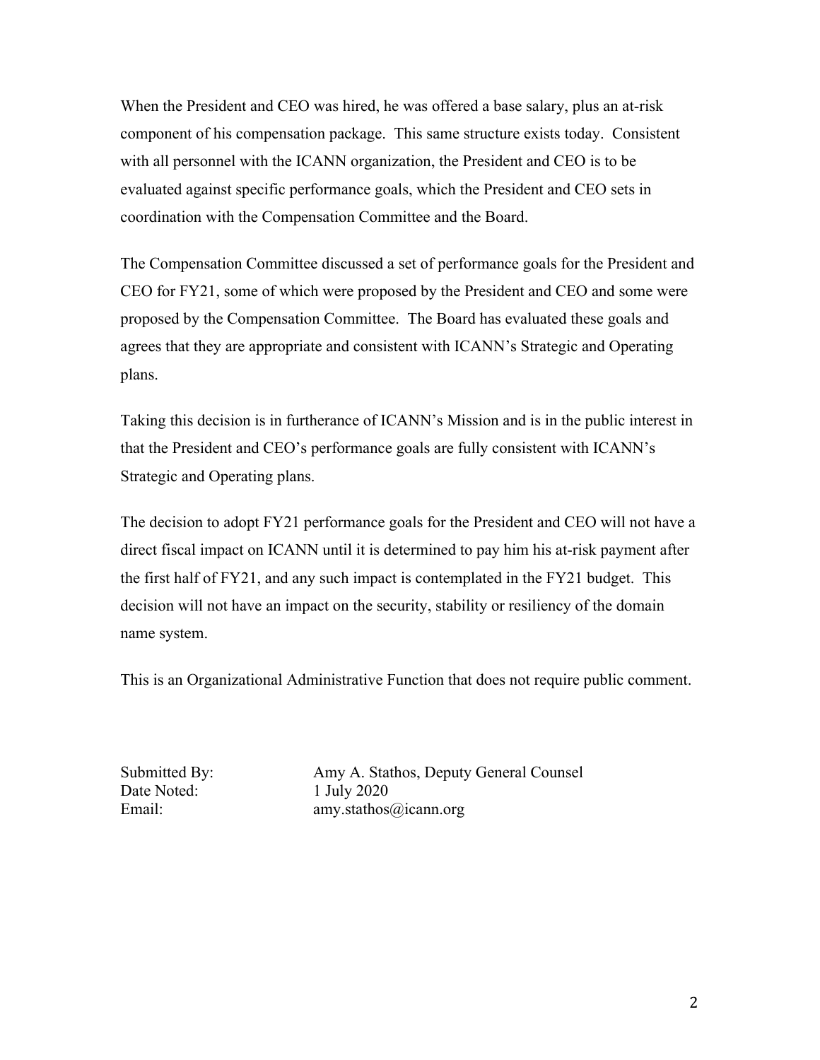When the President and CEO was hired, he was offered a base salary, plus an at-risk component of his compensation package. This same structure exists today. Consistent with all personnel with the ICANN organization, the President and CEO is to be evaluated against specific performance goals, which the President and CEO sets in coordination with the Compensation Committee and the Board.

The Compensation Committee discussed a set of performance goals for the President and CEO for FY21, some of which were proposed by the President and CEO and some were proposed by the Compensation Committee. The Board has evaluated these goals and agrees that they are appropriate and consistent with ICANN's Strategic and Operating plans.

Taking this decision is in furtherance of ICANN's Mission and is in the public interest in that the President and CEO's performance goals are fully consistent with ICANN's Strategic and Operating plans.

The decision to adopt FY21 performance goals for the President and CEO will not have a direct fiscal impact on ICANN until it is determined to pay him his at-risk payment after the first half of FY21, and any such impact is contemplated in the FY21 budget. This decision will not have an impact on the security, stability or resiliency of the domain name system.

This is an Organizational Administrative Function that does not require public comment.

Submitted By: Amy A. Stathos, Deputy General Counsel
Date Noted: 1 July 2020
Email: amy.stathos@icann.org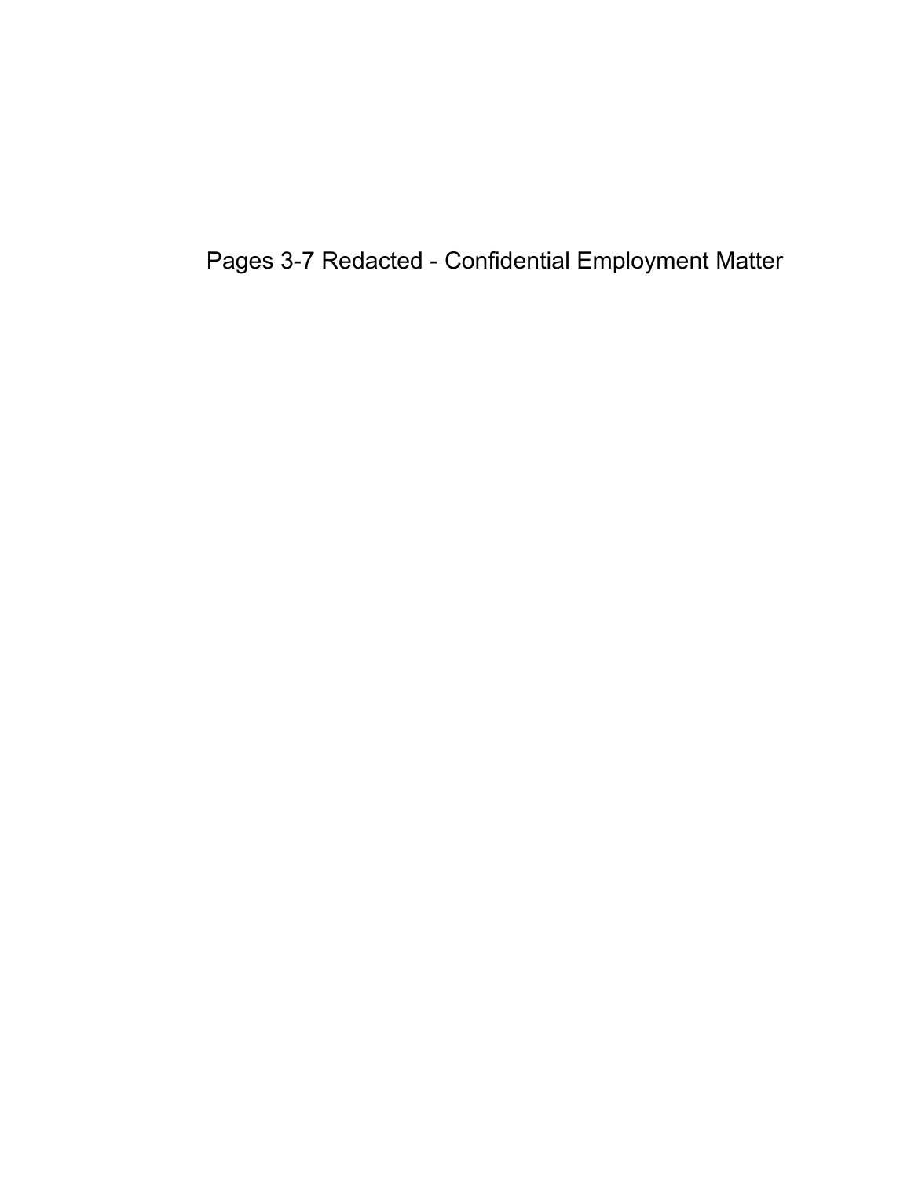Pages 3-7 Redacted - Confidential Employment Matter